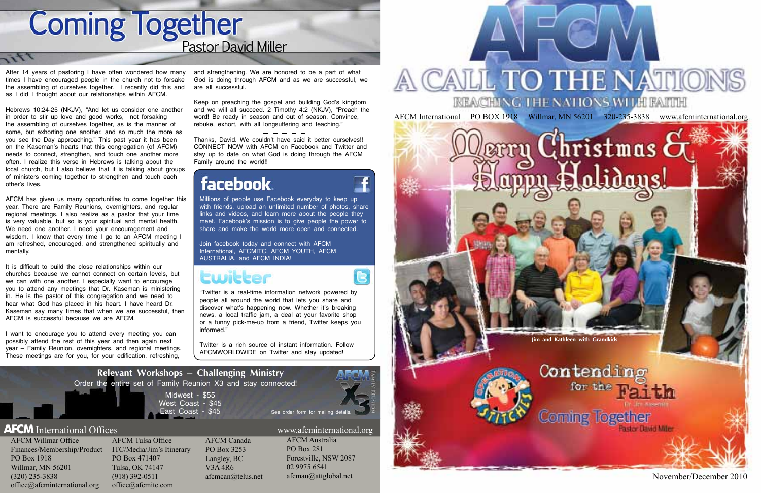# Coming Together

## Pastor David Miller

After 14 years of pastoring I have often wondered how many times I have encouraged people in the church not to forsake the assembling of ourselves together. I recently did this and as I did I thought about our relationships within AFCM.

Hebrews 10:24-25 (NKJV), "And let us consider one another in order to stir up love and good works, not forsaking the assembling of ourselves together, as is the manner of some, but exhorting one another, and so much the more as you see the Day approaching." This past year it has been on the Kaseman's hearts that this congregation (of AFCM) needs to connect, strengthen, and touch one another more often. I realize this verse in Hebrews is talking about the local church, but I also believe that it is talking about groups of ministers coming together to strengthen and touch each other's lives.

AFCM has given us many opportunities to come together this year. There are Family Reunions, overnighters, and regular regional meetings. I also realize as a pastor that your time is very valuable, but so is your spiritual and mental health. We need one another. I need your encouragement and wisdom. I know that every time I go to an AFCM meeting I am refreshed, encouraged, and strengthened spiritually and mentally.

It is difficult to build the close relationships within our churches because we cannot connect on certain levels, but we can with one another. I especially want to encourage you to attend any meetings that Dr. Kaseman is ministering in. He is the pastor of this congregation and we need to hear what God has placed in his heart. I have heard Dr. Kaseman say many times that when we are successful, then AFCM is successful because we are AFCM.

I want to encourage you to attend every meeting you can possibly attend the rest of this year and then again next year – Family Reunion, overnighters, and regional meetings. These meetings are for you, for your edification, refreshing, and strengthening. We are honored to be a part of what God is doing through AFCM and as we are successful, we are all successful.

Keep on preaching the gospel and building God's kingdom and we will all succeed. 2 Timothy 4:2 (NKJV), "Preach the word! Be ready in season and out of season. Convince, rebuke, exhort, with all longsuffering and teaching."

— — — — —

Thanks, David. We couldn't have said it better ourselves!! CONNECT NOW with AFCM on Facebook and Twitter and stay up to date on what God is doing through the AFCM Family around the world!!

## facebook

Millions of people use Facebook everyday to keep up with friends, upload an unlimited number of photos, share links and videos, and learn more about the people they meet. Facebook's mission is to give people the power to share and make the world more open and connected.

Join facebook today and connect with AFCM International, AFCMITC, AFCM YOUTH, AFCM AUSTRALIA, and AFCM INDIA!

## twitter

"Twitter is a real-time information network powered by people all around the world that lets you share and discover what's happening now. Whether it's breaking news, a local traffic jam, a deal at your favorite shop or a funny pick-me-up from a friend, Twitter keeps you informed."

Twitter is a rich source of instant information. Follow AFCMWORLDWIDE on Twitter and stay updated!

### Relevant Workshops – Challenging Ministry

Order the entire set of Family Reunion X3 and stay connected!

Midwest - $55
West Coast - $45
East Coast - $45

See order form for mailing details.

## AFCM International Offices

www.afcminternational.org

**AFCM Willmar Office**
Finances/Membership/Product
PO Box 1918
Willmar, MN 56201
(320) 235-3838
office@afcminternational.org

**AFCM Tulsa Office**
ITC/Media/Jim's Itinerary
PO Box 471407
Tulsa, OK 74147
(918) 392-0511
office@afcmitc.com

**AFCM Canada**
PO Box 3253
Langley, BC
V3A 4R6
afcmcan@telus.net

**AFCM Australia**
PO Box 281
Forestville, NSW 2087
02 9975 6541
afcmau@attglobal.net

# AFCM
# A CALL TO THE NATIONS
## REACHING THE NATIONS WITH FAITH

AFCM International PO BOX 1918 Willmar, MN 56201 320-235-3838 www.afcminternational.org

## Merry Christmas & Happy Holidays!

Jim and Kathleen with Grandkids

Contending for the Faith – Dr. Jim Kaseman

Coming Together – Pastor David Miller

November/December 2010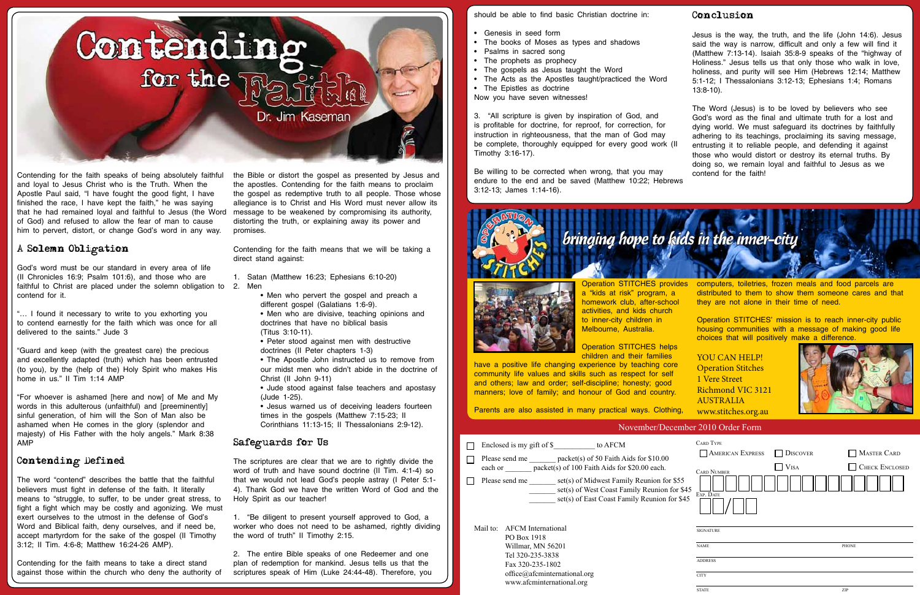# Contending for the Faith

Dr. Jim Kaseman

Contending for the faith speaks of being absolutely faithful and loyal to Jesus Christ who is the Truth. When the Apostle Paul said, "I have fought the good fight, I have finished the race, I have kept the faith," he was saying that he had remained loyal and faithful to Jesus (the Word of God) and refused to allow the fear of man to cause him to pervert, distort, or change God's word in any way.

## A Solemn Obligation

God's word must be our standard in every area of life (II Chronicles 16:9; Psalm 101:6), and those who are faithful to Christ are placed under the solemn obligation to contend for it.

"… I found it necessary to write to you exhorting you to contend earnestly for the faith which was once for all delivered to the saints." Jude 3

"Guard and keep (with the greatest care) the precious and excellently adapted (truth) which has been entrusted (to you), by the (help of the) Holy Spirit who makes His home in us." II Tim 1:14 AMP

"For whoever is ashamed [here and now] of Me and My words in this adulterous (unfaithful) and [preeminently] sinful generation, of him will the Son of Man also be ashamed when He comes in the glory (splendor and majesty) of His Father with the holy angels." Mark 8:38 AMP

## Contending Defined

The word "contend" describes the battle that the faithful believers must fight in defense of the faith. It literally means to "struggle, to suffer, to be under great stress, to fight a fight which may be costly and agonizing. We must exert ourselves to the utmost in the defense of God's Word and Biblical faith, deny ourselves, and if need be, accept martyrdom for the sake of the gospel (II Timothy 3:12; II Tim. 4:6-8; Matthew 16:24-26 AMP).

Contending for the faith means to take a direct stand against those within the church who deny the authority of the Bible or distort the gospel as presented by Jesus and the apostles. Contending for the faith means to proclaim the gospel as redemptive truth to all people. Those whose allegiance is to Christ and His Word must never allow its message to be weakened by compromising its authority, distorting the truth, or explaining away its power and promises.

Contending for the faith means that we will be taking a direct stand against:

1. Satan (Matthew 16:23; Ephesians 6:10-20)
2. Men
   - Men who pervert the gospel and preach a different gospel (Galatians 1:6-9).
   - Men who are divisive, teaching opinions and doctrines that have no biblical basis (Titus 3:10-11).
   - Peter stood against men with destructive doctrines (II Peter chapters 1-3)
   - The Apostle John instructed us to remove from our midst men who didn't abide in the doctrine of Christ (II John 9-11)
   - Jude stood against false teachers and apostasy (Jude 1-25).
   - Jesus warned us of deceiving leaders fourteen times in the gospels (Matthew 7:15-23; II Corinthians 11:13-15; II Thessalonians 2:9-12).

## Safeguards for Us

The scriptures are clear that we are to rightly divide the word of truth and have sound doctrine (II Tim. 4:1-4) so that we would not lead God's people astray (I Peter 5:1-4). Thank God we have the written Word of God and the Holy Spirit as our teacher!

1. "Be diligent to present yourself approved to God, a worker who does not need to be ashamed, rightly dividing the word of truth" II Timothy 2:15.

2. The entire Bible speaks of one Redeemer and one plan of redemption for mankind. Jesus tells us that the scriptures speak of Him (Luke 24:44-48). Therefore, you should be able to find basic Christian doctrine in:

- Genesis in seed form
- The books of Moses as types and shadows
- Psalms in sacred song
- The prophets as prophecy
- The gospels as Jesus taught the Word
- The Acts as the Apostles taught/practiced the Word
- The Epistles as doctrine

Now you have seven witnesses!

3. "All scripture is given by inspiration of God, and is profitable for doctrine, for reproof, for correction, for instruction in righteousness, that the man of God may be complete, thoroughly equipped for every good work (II Timothy 3:16-17).

Be willing to be corrected when wrong, that you may endure to the end and be saved (Matthew 10:22; Hebrews 3:12-13; James 1:14-16).

## Conclusion

Jesus is the way, the truth, and the life (John 14:6). Jesus said the way is narrow, difficult and only a few will find it (Matthew 7:13-14). Isaiah 35:8-9 speaks of the "highway of Holiness." Jesus tells us that only those who walk in love, holiness, and purity will see Him (Hebrews 12:14; Matthew 5:1-12; I Thessalonians 3:12-13; Ephesians 1:4; Romans 13:8-10).

The Word (Jesus) is to be loved by believers who see God's word as the final and ultimate truth for a lost and dying world. We must safeguard its doctrines by faithfully adhering to its teachings, proclaiming its saving message, entrusting it to reliable people, and defending it against those who would distort or destroy its eternal truths. By doing so, we remain loyal and faithful to Jesus as we contend for the faith!

---

## Operation Stitches — bringing hope to kids in the inner-city

Operation STITCHES provides a "kids at risk" program, a homework club, after-school activities, and kids church to inner-city children in Melbourne, Australia.

Operation STITCHES helps children and their families have a positive life changing experience by teaching core community life values and skills such as respect for self and others; law and order; self-discipline; honesty; good manners; love of family; and honour of God and country.

Parents are also assisted in many practical ways. Clothing, computers, toiletries, frozen meals and food parcels are distributed to them to show them someone cares and that they are not alone in their time of need.

Operation STITCHES' mission is to reach inner-city public housing communities with a message of making good life choices that will positively make a difference.

YOU CAN HELP!
Operation Stitches
1 Vere Street
Richmond VIC 3121
AUSTRALIA
www.stitches.org.au

---

## November/December 2010 Order Form

- ☐ Enclosed is my gift of $__________ to AFCM
- ☐ Please send me _______ packet(s) of 50 Faith Aids for $10.00 each or _______ packet(s) of 100 Faith Aids for $20.00 each.
- ☐ Please send me _______ set(s) of Midwest Family Reunion for $55
  _______ set(s) of West Coast Family Reunion for $45
  _______ set(s) of East Coast Family Reunion for $45

Mail to: AFCM International
PO Box 1918
Willmar, MN 56201
Tel 320-235-3838
Fax 320-235-1802
office@afcminternational.org
www.afcminternational.org

Card Type: ☐ American Express ☐ Discover ☐ Master Card ☐ Visa ☐ Check Enclosed

Card Number: ____________________

Exp. Date: __ __ / __ __

Signature: ____________________

Name: ____________________ Phone: ____________________

Address: ____________________

City: ____________________

State: ____________________ Zip: ____________________